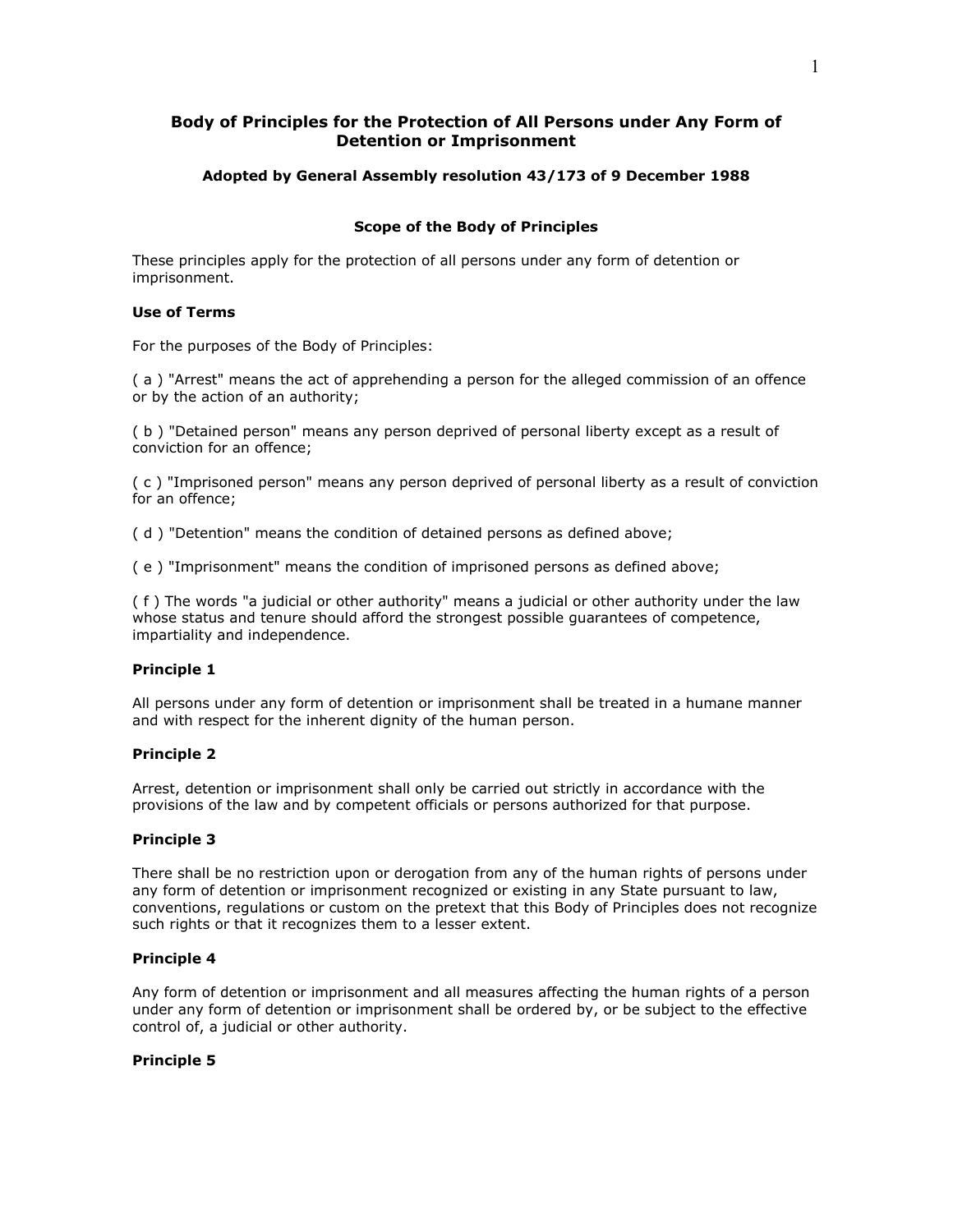# Body of Principles for the Protection of All Persons under Any Form of Detention or Imprisonment

**Adopted by General Assembly resolution 43/173 of 9 December 1988**

## Scope of the Body of Principles

These principles apply for the protection of all persons under any form of detention or imprisonment.

### Use of Terms

For the purposes of the Body of Principles:

( a ) "Arrest" means the act of apprehending a person for the alleged commission of an offence or by the action of an authority;

( b ) "Detained person" means any person deprived of personal liberty except as a result of conviction for an offence;

( c ) "Imprisoned person" means any person deprived of personal liberty as a result of conviction for an offence;

( d ) "Detention" means the condition of detained persons as defined above;

( e ) "Imprisonment" means the condition of imprisoned persons as defined above;

( f ) The words "a judicial or other authority" means a judicial or other authority under the law whose status and tenure should afford the strongest possible guarantees of competence, impartiality and independence.

### Principle 1

All persons under any form of detention or imprisonment shall be treated in a humane manner and with respect for the inherent dignity of the human person.

### Principle 2

Arrest, detention or imprisonment shall only be carried out strictly in accordance with the provisions of the law and by competent officials or persons authorized for that purpose.

### Principle 3

There shall be no restriction upon or derogation from any of the human rights of persons under any form of detention or imprisonment recognized or existing in any State pursuant to law, conventions, regulations or custom on the pretext that this Body of Principles does not recognize such rights or that it recognizes them to a lesser extent.

### Principle 4

Any form of detention or imprisonment and all measures affecting the human rights of a person under any form of detention or imprisonment shall be ordered by, or be subject to the effective control of, a judicial or other authority.

### Principle 5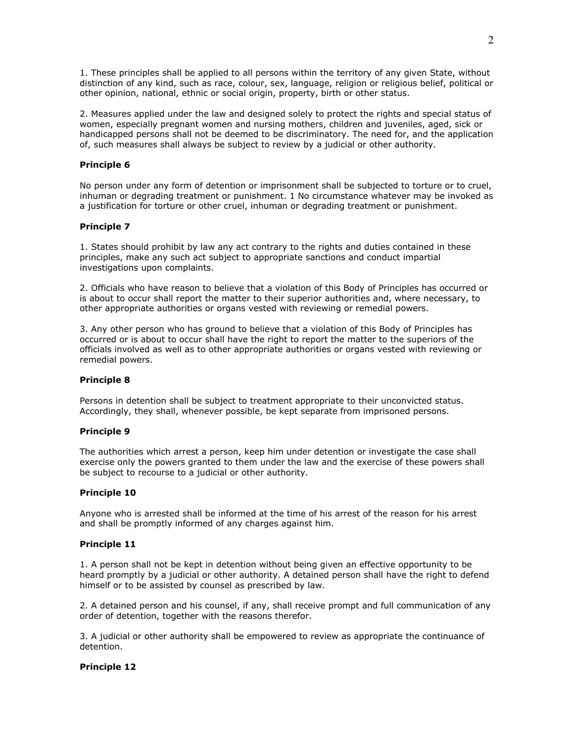1. These principles shall be applied to all persons within the territory of any given State, without distinction of any kind, such as race, colour, sex, language, religion or religious belief, political or other opinion, national, ethnic or social origin, property, birth or other status.

2. Measures applied under the law and designed solely to protect the rights and special status of women, especially pregnant women and nursing mothers, children and juveniles, aged, sick or handicapped persons shall not be deemed to be discriminatory. The need for, and the application of, such measures shall always be subject to review by a judicial or other authority.

**Principle 6**

No person under any form of detention or imprisonment shall be subjected to torture or to cruel, inhuman or degrading treatment or punishment. 1 No circumstance whatever may be invoked as a justification for torture or other cruel, inhuman or degrading treatment or punishment.

**Principle 7**

1. States should prohibit by law any act contrary to the rights and duties contained in these principles, make any such act subject to appropriate sanctions and conduct impartial investigations upon complaints.

2. Officials who have reason to believe that a violation of this Body of Principles has occurred or is about to occur shall report the matter to their superior authorities and, where necessary, to other appropriate authorities or organs vested with reviewing or remedial powers.

3. Any other person who has ground to believe that a violation of this Body of Principles has occurred or is about to occur shall have the right to report the matter to the superiors of the officials involved as well as to other appropriate authorities or organs vested with reviewing or remedial powers.

**Principle 8**

Persons in detention shall be subject to treatment appropriate to their unconvicted status. Accordingly, they shall, whenever possible, be kept separate from imprisoned persons.

**Principle 9**

The authorities which arrest a person, keep him under detention or investigate the case shall exercise only the powers granted to them under the law and the exercise of these powers shall be subject to recourse to a judicial or other authority.

**Principle 10**

Anyone who is arrested shall be informed at the time of his arrest of the reason for his arrest and shall be promptly informed of any charges against him.

**Principle 11**

1. A person shall not be kept in detention without being given an effective opportunity to be heard promptly by a judicial or other authority. A detained person shall have the right to defend himself or to be assisted by counsel as prescribed by law.

2. A detained person and his counsel, if any, shall receive prompt and full communication of any order of detention, together with the reasons therefor.

3. A judicial or other authority shall be empowered to review as appropriate the continuance of detention.

**Principle 12**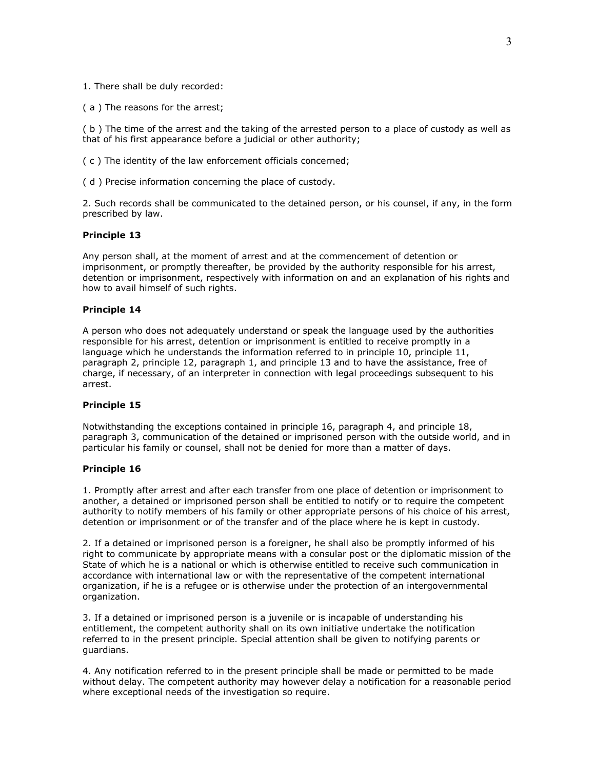1. There shall be duly recorded:

( a ) The reasons for the arrest;

( b ) The time of the arrest and the taking of the arrested person to a place of custody as well as that of his first appearance before a judicial or other authority;

( c ) The identity of the law enforcement officials concerned;

( d ) Precise information concerning the place of custody.

2. Such records shall be communicated to the detained person, or his counsel, if any, in the form prescribed by law.

**Principle 13**

Any person shall, at the moment of arrest and at the commencement of detention or imprisonment, or promptly thereafter, be provided by the authority responsible for his arrest, detention or imprisonment, respectively with information on and an explanation of his rights and how to avail himself of such rights.

**Principle 14**

A person who does not adequately understand or speak the language used by the authorities responsible for his arrest, detention or imprisonment is entitled to receive promptly in a language which he understands the information referred to in principle 10, principle 11, paragraph 2, principle 12, paragraph 1, and principle 13 and to have the assistance, free of charge, if necessary, of an interpreter in connection with legal proceedings subsequent to his arrest.

**Principle 15**

Notwithstanding the exceptions contained in principle 16, paragraph 4, and principle 18, paragraph 3, communication of the detained or imprisoned person with the outside world, and in particular his family or counsel, shall not be denied for more than a matter of days.

**Principle 16**

1. Promptly after arrest and after each transfer from one place of detention or imprisonment to another, a detained or imprisoned person shall be entitled to notify or to require the competent authority to notify members of his family or other appropriate persons of his choice of his arrest, detention or imprisonment or of the transfer and of the place where he is kept in custody.

2. If a detained or imprisoned person is a foreigner, he shall also be promptly informed of his right to communicate by appropriate means with a consular post or the diplomatic mission of the State of which he is a national or which is otherwise entitled to receive such communication in accordance with international law or with the representative of the competent international organization, if he is a refugee or is otherwise under the protection of an intergovernmental organization.

3. If a detained or imprisoned person is a juvenile or is incapable of understanding his entitlement, the competent authority shall on its own initiative undertake the notification referred to in the present principle. Special attention shall be given to notifying parents or guardians.

4. Any notification referred to in the present principle shall be made or permitted to be made without delay. The competent authority may however delay a notification for a reasonable period where exceptional needs of the investigation so require.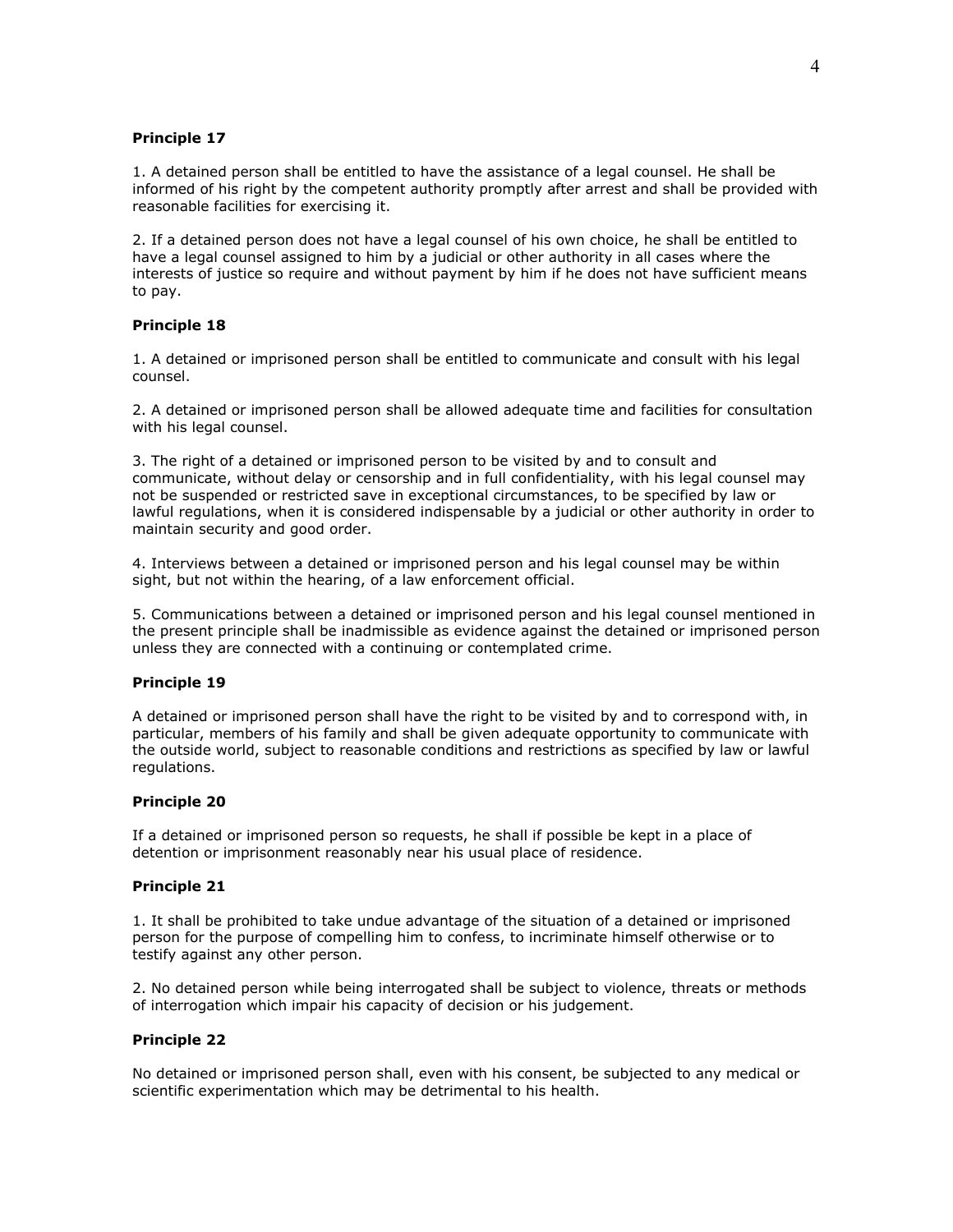**Principle 17**

1. A detained person shall be entitled to have the assistance of a legal counsel. He shall be informed of his right by the competent authority promptly after arrest and shall be provided with reasonable facilities for exercising it.

2. If a detained person does not have a legal counsel of his own choice, he shall be entitled to have a legal counsel assigned to him by a judicial or other authority in all cases where the interests of justice so require and without payment by him if he does not have sufficient means to pay.

**Principle 18**

1. A detained or imprisoned person shall be entitled to communicate and consult with his legal counsel.

2. A detained or imprisoned person shall be allowed adequate time and facilities for consultation with his legal counsel.

3. The right of a detained or imprisoned person to be visited by and to consult and communicate, without delay or censorship and in full confidentiality, with his legal counsel may not be suspended or restricted save in exceptional circumstances, to be specified by law or lawful regulations, when it is considered indispensable by a judicial or other authority in order to maintain security and good order.

4. Interviews between a detained or imprisoned person and his legal counsel may be within sight, but not within the hearing, of a law enforcement official.

5. Communications between a detained or imprisoned person and his legal counsel mentioned in the present principle shall be inadmissible as evidence against the detained or imprisoned person unless they are connected with a continuing or contemplated crime.

**Principle 19**

A detained or imprisoned person shall have the right to be visited by and to correspond with, in particular, members of his family and shall be given adequate opportunity to communicate with the outside world, subject to reasonable conditions and restrictions as specified by law or lawful regulations.

**Principle 20**

If a detained or imprisoned person so requests, he shall if possible be kept in a place of detention or imprisonment reasonably near his usual place of residence.

**Principle 21**

1. It shall be prohibited to take undue advantage of the situation of a detained or imprisoned person for the purpose of compelling him to confess, to incriminate himself otherwise or to testify against any other person.

2. No detained person while being interrogated shall be subject to violence, threats or methods of interrogation which impair his capacity of decision or his judgement.

**Principle 22**

No detained or imprisoned person shall, even with his consent, be subjected to any medical or scientific experimentation which may be detrimental to his health.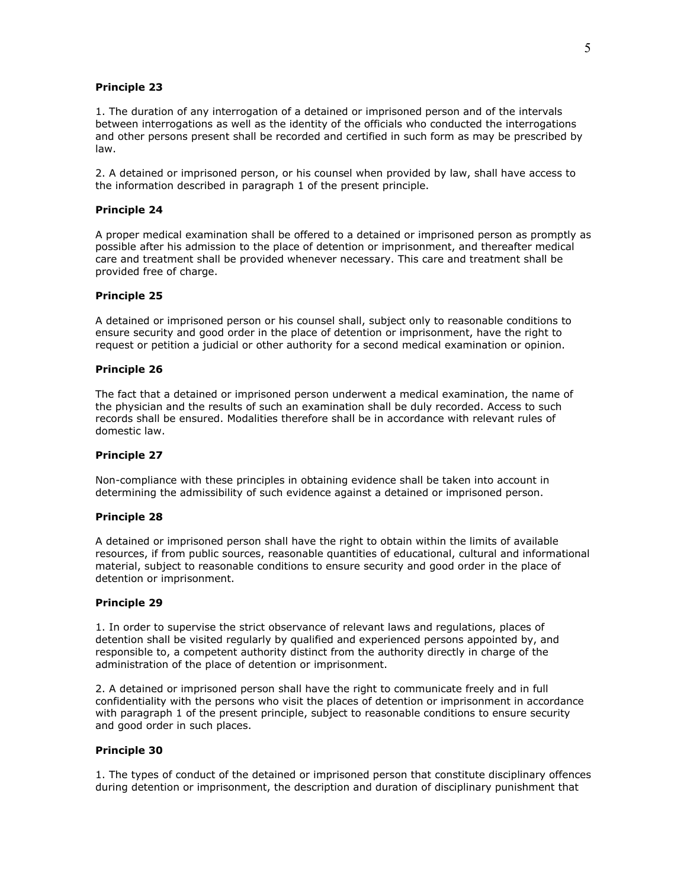**Principle 23**

1. The duration of any interrogation of a detained or imprisoned person and of the intervals between interrogations as well as the identity of the officials who conducted the interrogations and other persons present shall be recorded and certified in such form as may be prescribed by law.

2. A detained or imprisoned person, or his counsel when provided by law, shall have access to the information described in paragraph 1 of the present principle.

**Principle 24**

A proper medical examination shall be offered to a detained or imprisoned person as promptly as possible after his admission to the place of detention or imprisonment, and thereafter medical care and treatment shall be provided whenever necessary. This care and treatment shall be provided free of charge.

**Principle 25**

A detained or imprisoned person or his counsel shall, subject only to reasonable conditions to ensure security and good order in the place of detention or imprisonment, have the right to request or petition a judicial or other authority for a second medical examination or opinion.

**Principle 26**

The fact that a detained or imprisoned person underwent a medical examination, the name of the physician and the results of such an examination shall be duly recorded. Access to such records shall be ensured. Modalities therefore shall be in accordance with relevant rules of domestic law.

**Principle 27**

Non-compliance with these principles in obtaining evidence shall be taken into account in determining the admissibility of such evidence against a detained or imprisoned person.

**Principle 28**

A detained or imprisoned person shall have the right to obtain within the limits of available resources, if from public sources, reasonable quantities of educational, cultural and informational material, subject to reasonable conditions to ensure security and good order in the place of detention or imprisonment.

**Principle 29**

1. In order to supervise the strict observance of relevant laws and regulations, places of detention shall be visited regularly by qualified and experienced persons appointed by, and responsible to, a competent authority distinct from the authority directly in charge of the administration of the place of detention or imprisonment.

2. A detained or imprisoned person shall have the right to communicate freely and in full confidentiality with the persons who visit the places of detention or imprisonment in accordance with paragraph 1 of the present principle, subject to reasonable conditions to ensure security and good order in such places.

**Principle 30**

1. The types of conduct of the detained or imprisoned person that constitute disciplinary offences during detention or imprisonment, the description and duration of disciplinary punishment that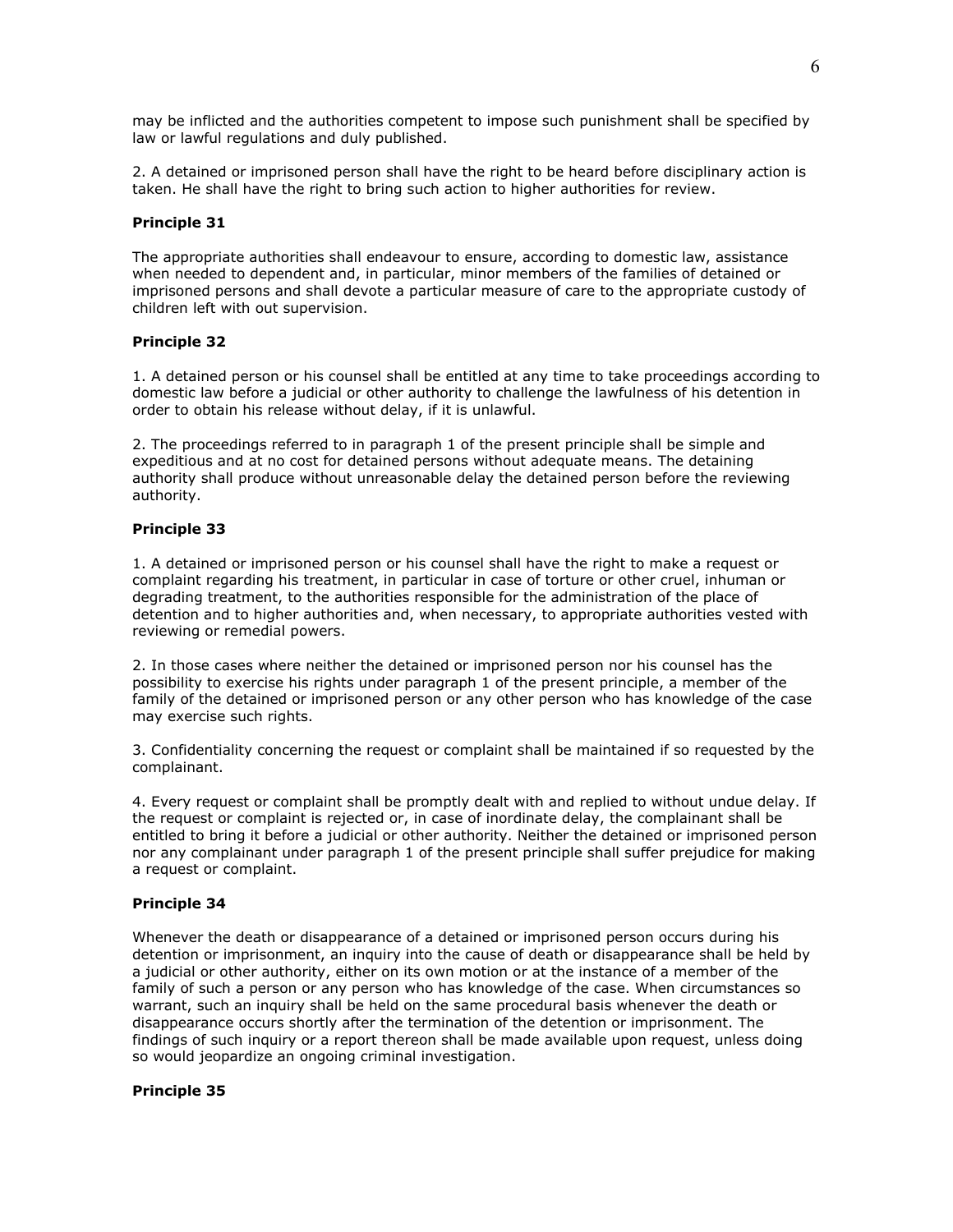may be inflicted and the authorities competent to impose such punishment shall be specified by law or lawful regulations and duly published.

2. A detained or imprisoned person shall have the right to be heard before disciplinary action is taken. He shall have the right to bring such action to higher authorities for review.

**Principle 31**

The appropriate authorities shall endeavour to ensure, according to domestic law, assistance when needed to dependent and, in particular, minor members of the families of detained or imprisoned persons and shall devote a particular measure of care to the appropriate custody of children left with out supervision.

**Principle 32**

1. A detained person or his counsel shall be entitled at any time to take proceedings according to domestic law before a judicial or other authority to challenge the lawfulness of his detention in order to obtain his release without delay, if it is unlawful.

2. The proceedings referred to in paragraph 1 of the present principle shall be simple and expeditious and at no cost for detained persons without adequate means. The detaining authority shall produce without unreasonable delay the detained person before the reviewing authority.

**Principle 33**

1. A detained or imprisoned person or his counsel shall have the right to make a request or complaint regarding his treatment, in particular in case of torture or other cruel, inhuman or degrading treatment, to the authorities responsible for the administration of the place of detention and to higher authorities and, when necessary, to appropriate authorities vested with reviewing or remedial powers.

2. In those cases where neither the detained or imprisoned person nor his counsel has the possibility to exercise his rights under paragraph 1 of the present principle, a member of the family of the detained or imprisoned person or any other person who has knowledge of the case may exercise such rights.

3. Confidentiality concerning the request or complaint shall be maintained if so requested by the complainant.

4. Every request or complaint shall be promptly dealt with and replied to without undue delay. If the request or complaint is rejected or, in case of inordinate delay, the complainant shall be entitled to bring it before a judicial or other authority. Neither the detained or imprisoned person nor any complainant under paragraph 1 of the present principle shall suffer prejudice for making a request or complaint.

**Principle 34**

Whenever the death or disappearance of a detained or imprisoned person occurs during his detention or imprisonment, an inquiry into the cause of death or disappearance shall be held by a judicial or other authority, either on its own motion or at the instance of a member of the family of such a person or any person who has knowledge of the case. When circumstances so warrant, such an inquiry shall be held on the same procedural basis whenever the death or disappearance occurs shortly after the termination of the detention or imprisonment. The findings of such inquiry or a report thereon shall be made available upon request, unless doing so would jeopardize an ongoing criminal investigation.

**Principle 35**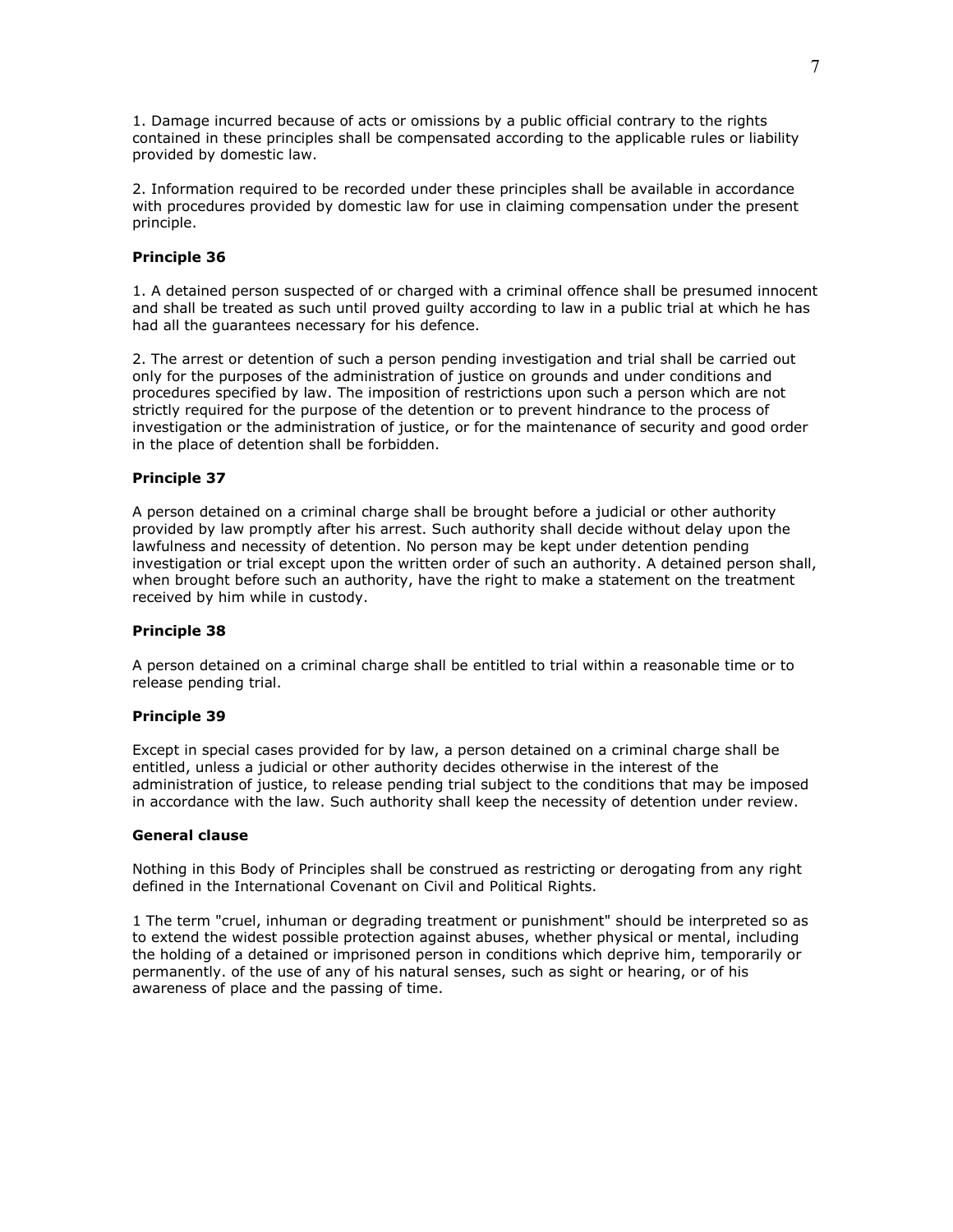1. Damage incurred because of acts or omissions by a public official contrary to the rights contained in these principles shall be compensated according to the applicable rules or liability provided by domestic law.

2. Information required to be recorded under these principles shall be available in accordance with procedures provided by domestic law for use in claiming compensation under the present principle.

**Principle 36**

1. A detained person suspected of or charged with a criminal offence shall be presumed innocent and shall be treated as such until proved guilty according to law in a public trial at which he has had all the guarantees necessary for his defence.

2. The arrest or detention of such a person pending investigation and trial shall be carried out only for the purposes of the administration of justice on grounds and under conditions and procedures specified by law. The imposition of restrictions upon such a person which are not strictly required for the purpose of the detention or to prevent hindrance to the process of investigation or the administration of justice, or for the maintenance of security and good order in the place of detention shall be forbidden.

**Principle 37**

A person detained on a criminal charge shall be brought before a judicial or other authority provided by law promptly after his arrest. Such authority shall decide without delay upon the lawfulness and necessity of detention. No person may be kept under detention pending investigation or trial except upon the written order of such an authority. A detained person shall, when brought before such an authority, have the right to make a statement on the treatment received by him while in custody.

**Principle 38**

A person detained on a criminal charge shall be entitled to trial within a reasonable time or to release pending trial.

**Principle 39**

Except in special cases provided for by law, a person detained on a criminal charge shall be entitled, unless a judicial or other authority decides otherwise in the interest of the administration of justice, to release pending trial subject to the conditions that may be imposed in accordance with the law. Such authority shall keep the necessity of detention under review.

**General clause**

Nothing in this Body of Principles shall be construed as restricting or derogating from any right defined in the International Covenant on Civil and Political Rights.

1 The term "cruel, inhuman or degrading treatment or punishment" should be interpreted so as to extend the widest possible protection against abuses, whether physical or mental, including the holding of a detained or imprisoned person in conditions which deprive him, temporarily or permanently. of the use of any of his natural senses, such as sight or hearing, or of his awareness of place and the passing of time.